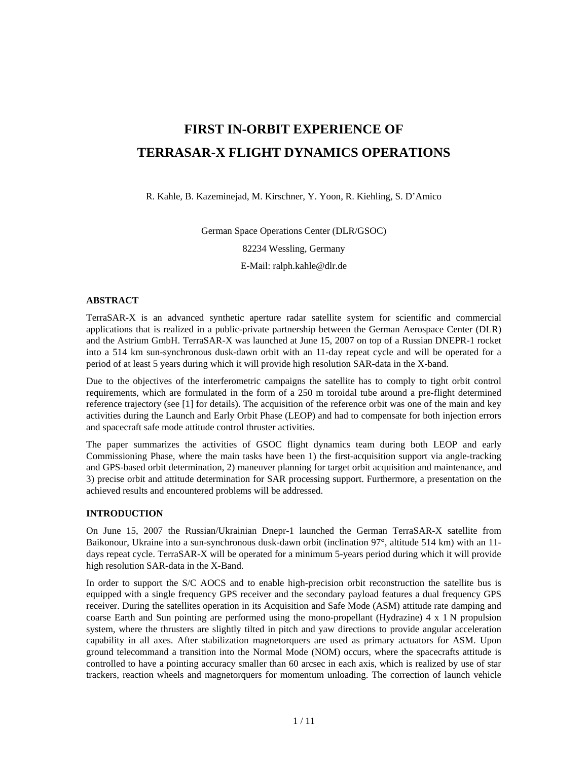# FIRST IN-ORBIT EXPERIENCE OF TERRASAR-X FLIGHT DYNAMICS OPERATIONS

R. Kahle, B. Kazeminejad, M. Kirschner, Y. Yoon, R. Kiehling, S. D'Amico

German Space Operations Center (DLR/GSOC)

82234 Wessling, Germany

E-Mail: ralph.kahle@dlr.de

## ABSTRACT

TerraSAR-X is an advanced synthetic aperture radar satellite system for scientific and commercial applications that is realized in a public-private partnership between the German Aerospace Center (DLR) and the Astrium GmbH. TerraSAR-X was launched at June 15, 2007 on top of a Russian DNEPR-1 rocket into a 514 km sun-synchronous dusk-dawn orbit with an 11-day repeat cycle and will be operated for a period of at least 5 years during which it will provide high resolution SAR-data in the X-band.

Due to the objectives of the interferometric campaigns the satellite has to comply to tight orbit control requirements, which are formulated in the form of a 250 m toroidal tube around a pre-flight determined reference trajectory (see [1] for details). The acquisition of the reference orbit was one of the main and key activities during the Launch and Early Orbit Phase (LEOP) and had to compensate for both injection errors and spacecraft safe mode attitude control thruster activities.

The paper summarizes the activities of GSOC flight dynamics team during both LEOP and early Commissioning Phase, where the main tasks have been 1) the first-acquisition support via angle-tracking and GPS-based orbit determination, 2) maneuver planning for target orbit acquisition and maintenance, and 3) precise orbit and attitude determination for SAR processing support. Furthermore, a presentation on the achieved results and encountered problems will be addressed.

## INTRODUCTION

On June 15, 2007 the Russian/Ukrainian Dnepr-1 launched the German TerraSAR-X satellite from Baikonour, Ukraine into a sun-synchronous dusk-dawn orbit (inclination 97°, altitude 514 km) with an 11-days repeat cycle. TerraSAR-X will be operated for a minimum 5-years period during which it will provide high resolution SAR-data in the X-Band.

In order to support the S/C AOCS and to enable high-precision orbit reconstruction the satellite bus is equipped with a single frequency GPS receiver and the secondary payload features a dual frequency GPS receiver. During the satellites operation in its Acquisition and Safe Mode (ASM) attitude rate damping and coarse Earth and Sun pointing are performed using the mono-propellant (Hydrazine) 4 x 1 N propulsion system, where the thrusters are slightly tilted in pitch and yaw directions to provide angular acceleration capability in all axes. After stabilization magnetorquers are used as primary actuators for ASM. Upon ground telecommand a transition into the Normal Mode (NOM) occurs, where the spacecrafts attitude is controlled to have a pointing accuracy smaller than 60 arcsec in each axis, which is realized by use of star trackers, reaction wheels and magnetorquers for momentum unloading. The correction of launch vehicle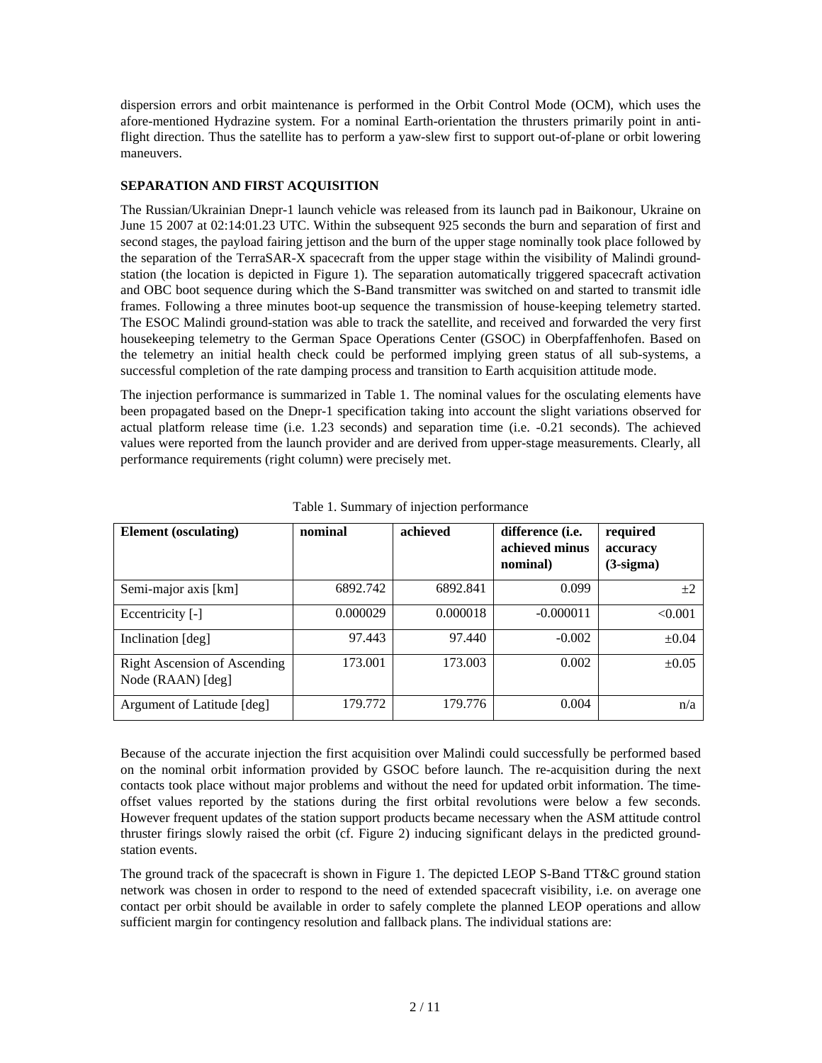dispersion errors and orbit maintenance is performed in the Orbit Control Mode (OCM), which uses the afore-mentioned Hydrazine system. For a nominal Earth-orientation the thrusters primarily point in anti-flight direction. Thus the satellite has to perform a yaw-slew first to support out-of-plane or orbit lowering maneuvers.

## SEPARATION AND FIRST ACQUISITION

The Russian/Ukrainian Dnepr-1 launch vehicle was released from its launch pad in Baikonour, Ukraine on June 15 2007 at 02:14:01.23 UTC. Within the subsequent 925 seconds the burn and separation of first and second stages, the payload fairing jettison and the burn of the upper stage nominally took place followed by the separation of the TerraSAR-X spacecraft from the upper stage within the visibility of Malindi ground-station (the location is depicted in Figure 1). The separation automatically triggered spacecraft activation and OBC boot sequence during which the S-Band transmitter was switched on and started to transmit idle frames. Following a three minutes boot-up sequence the transmission of house-keeping telemetry started. The ESOC Malindi ground-station was able to track the satellite, and received and forwarded the very first housekeeping telemetry to the German Space Operations Center (GSOC) in Oberpfaffenhofen. Based on the telemetry an initial health check could be performed implying green status of all sub-systems, a successful completion of the rate damping process and transition to Earth acquisition attitude mode.

The injection performance is summarized in Table 1. The nominal values for the osculating elements have been propagated based on the Dnepr-1 specification taking into account the slight variations observed for actual platform release time (i.e. 1.23 seconds) and separation time (i.e. -0.21 seconds). The achieved values were reported from the launch provider and are derived from upper-stage measurements. Clearly, all performance requirements (right column) were precisely met.

Table 1. Summary of injection performance

| Element (osculating) | nominal | achieved | difference (i.e. achieved minus nominal) | required accuracy (3-sigma) |
|---|---|---|---|---|
| Semi-major axis [km] | 6892.742 | 6892.841 | 0.099 | ±2 |
| Eccentricity [-] | 0.000029 | 0.000018 | -0.000011 | <0.001 |
| Inclination [deg] | 97.443 | 97.440 | -0.002 | ±0.04 |
| Right Ascension of Ascending Node (RAAN) [deg] | 173.001 | 173.003 | 0.002 | ±0.05 |
| Argument of Latitude [deg] | 179.772 | 179.776 | 0.004 | n/a |

Because of the accurate injection the first acquisition over Malindi could successfully be performed based on the nominal orbit information provided by GSOC before launch. The re-acquisition during the next contacts took place without major problems and without the need for updated orbit information. The time-offset values reported by the stations during the first orbital revolutions were below a few seconds. However frequent updates of the station support products became necessary when the ASM attitude control thruster firings slowly raised the orbit (cf. Figure 2) inducing significant delays in the predicted ground-station events.

The ground track of the spacecraft is shown in Figure 1. The depicted LEOP S-Band TT&C ground station network was chosen in order to respond to the need of extended spacecraft visibility, i.e. on average one contact per orbit should be available in order to safely complete the planned LEOP operations and allow sufficient margin for contingency resolution and fallback plans. The individual stations are: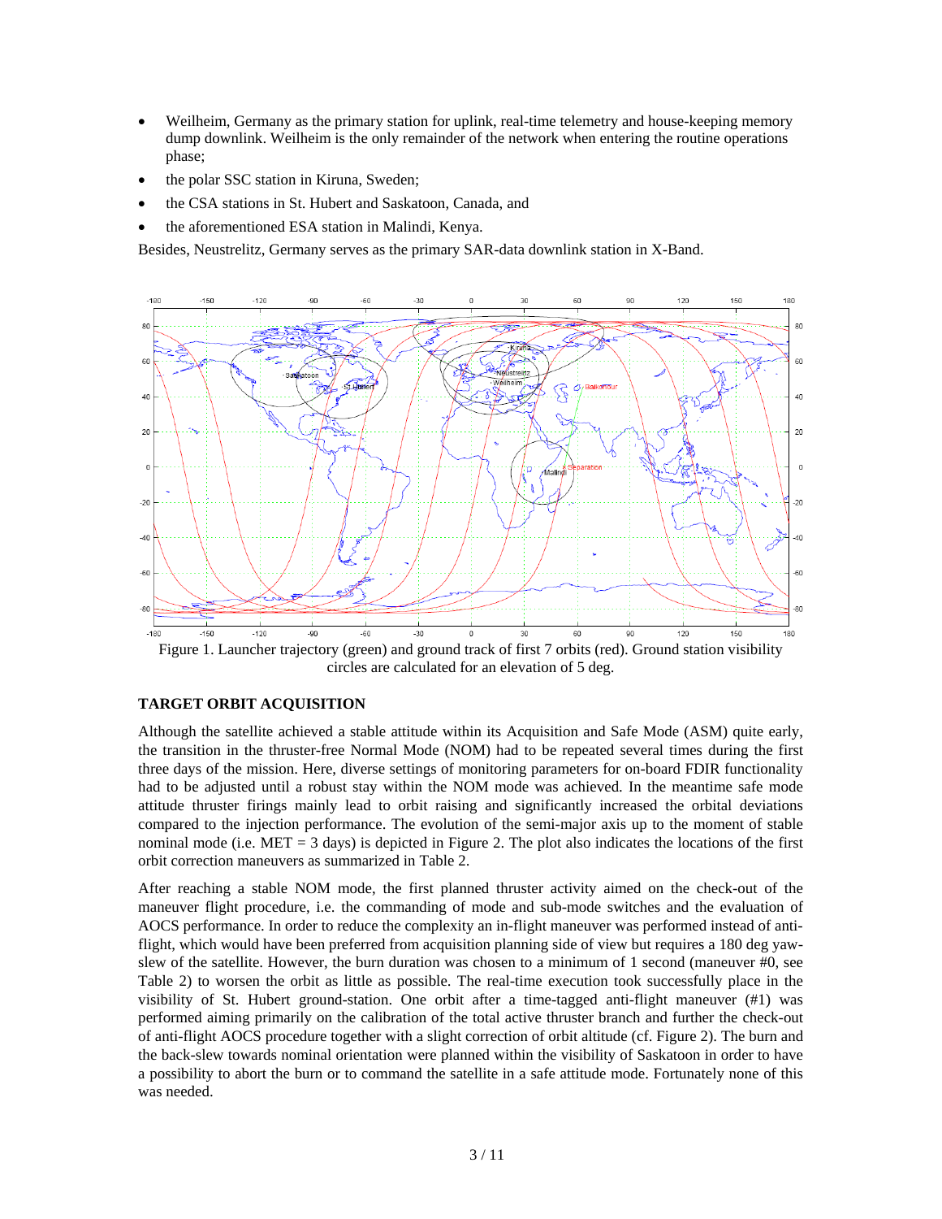- Weilheim, Germany as the primary station for uplink, real-time telemetry and house-keeping memory dump downlink. Weilheim is the only remainder of the network when entering the routine operations phase;
- the polar SSC station in Kiruna, Sweden;
- the CSA stations in St. Hubert and Saskatoon, Canada, and
- the aforementioned ESA station in Malindi, Kenya.

Besides, Neustrelitz, Germany serves as the primary SAR-data downlink station in X-Band.

Figure 1. Launcher trajectory (green) and ground track of first 7 orbits (red). Ground station visibility circles are calculated for an elevation of 5 deg.

## TARGET ORBIT ACQUISITION

Although the satellite achieved a stable attitude within its Acquisition and Safe Mode (ASM) quite early, the transition in the thruster-free Normal Mode (NOM) had to be repeated several times during the first three days of the mission. Here, diverse settings of monitoring parameters for on-board FDIR functionality had to be adjusted until a robust stay within the NOM mode was achieved. In the meantime safe mode attitude thruster firings mainly lead to orbit raising and significantly increased the orbital deviations compared to the injection performance. The evolution of the semi-major axis up to the moment of stable nominal mode (i.e. MET = 3 days) is depicted in Figure 2. The plot also indicates the locations of the first orbit correction maneuvers as summarized in Table 2.

After reaching a stable NOM mode, the first planned thruster activity aimed on the check-out of the maneuver flight procedure, i.e. the commanding of mode and sub-mode switches and the evaluation of AOCS performance. In order to reduce the complexity an in-flight maneuver was performed instead of anti-flight, which would have been preferred from acquisition planning side of view but requires a 180 deg yaw-slew of the satellite. However, the burn duration was chosen to a minimum of 1 second (maneuver #0, see Table 2) to worsen the orbit as little as possible. The real-time execution took successfully place in the visibility of St. Hubert ground-station. One orbit after a time-tagged anti-flight maneuver (#1) was performed aiming primarily on the calibration of the total active thruster branch and further the check-out of anti-flight AOCS procedure together with a slight correction of orbit altitude (cf. Figure 2). The burn and the back-slew towards nominal orientation were planned within the visibility of Saskatoon in order to have a possibility to abort the burn or to command the satellite in a safe attitude mode. Fortunately none of this was needed.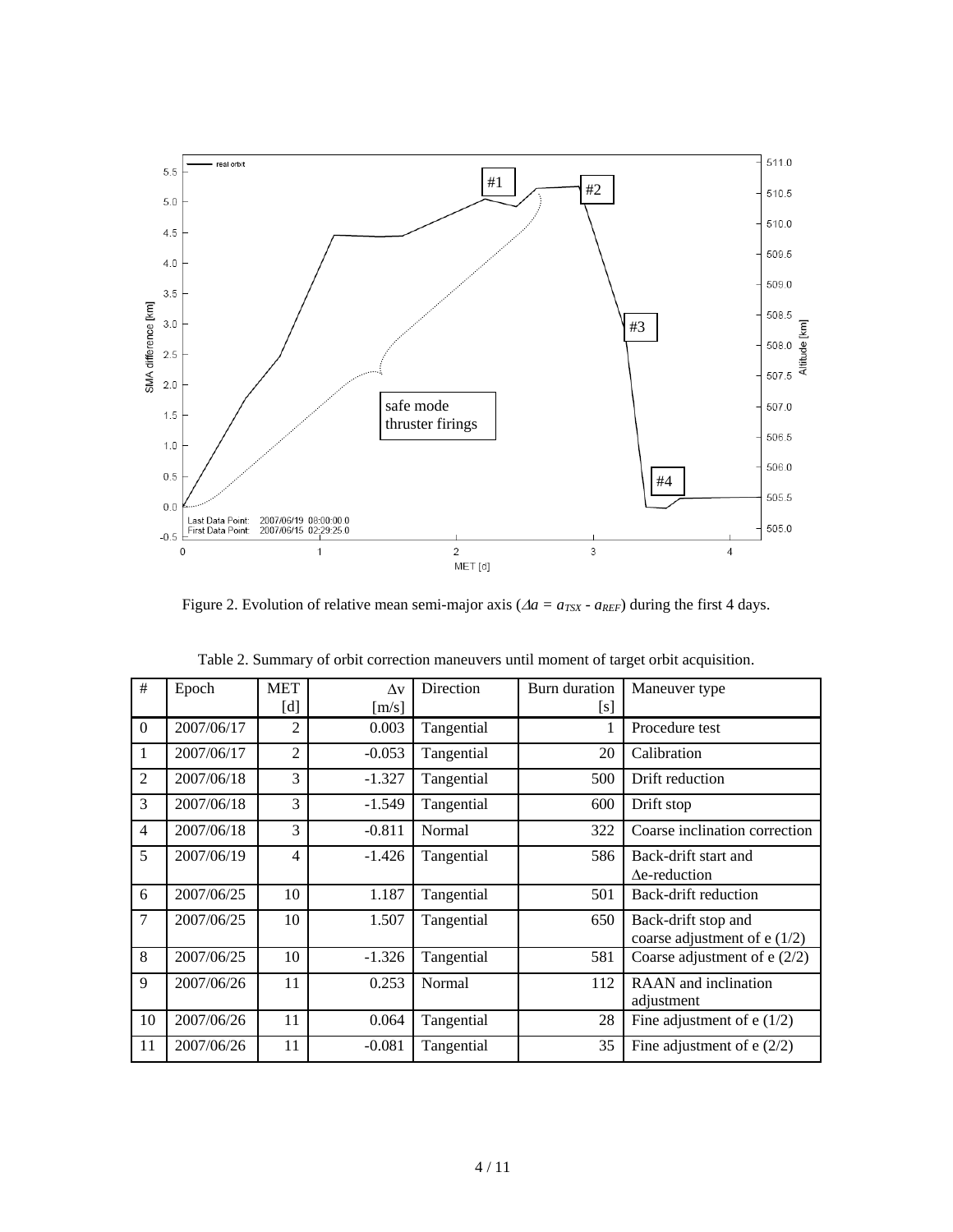Figure 2. Evolution of relative mean semi-major axis ($\Delta a = a_{TSX} - a_{REF}$) during the first 4 days.

Table 2. Summary of orbit correction maneuvers until moment of target orbit acquisition.

| # | Epoch | MET [d] | Δv [m/s] | Direction | Burn duration [s] | Maneuver type |
|---|---|---|---|---|---|---|
| 0 | 2007/06/17 | 2 | 0.003 | Tangential | 1 | Procedure test |
| 1 | 2007/06/17 | 2 | -0.053 | Tangential | 20 | Calibration |
| 2 | 2007/06/18 | 3 | -1.327 | Tangential | 500 | Drift reduction |
| 3 | 2007/06/18 | 3 | -1.549 | Tangential | 600 | Drift stop |
| 4 | 2007/06/18 | 3 | -0.811 | Normal | 322 | Coarse inclination correction |
| 5 | 2007/06/19 | 4 | -1.426 | Tangential | 586 | Back-drift start and Δe-reduction |
| 6 | 2007/06/25 | 10 | 1.187 | Tangential | 501 | Back-drift reduction |
| 7 | 2007/06/25 | 10 | 1.507 | Tangential | 650 | Back-drift stop and coarse adjustment of e (1/2) |
| 8 | 2007/06/25 | 10 | -1.326 | Tangential | 581 | Coarse adjustment of e (2/2) |
| 9 | 2007/06/26 | 11 | 0.253 | Normal | 112 | RAAN and inclination adjustment |
| 10 | 2007/06/26 | 11 | 0.064 | Tangential | 28 | Fine adjustment of e (1/2) |
| 11 | 2007/06/26 | 11 | -0.081 | Tangential | 35 | Fine adjustment of e (2/2) |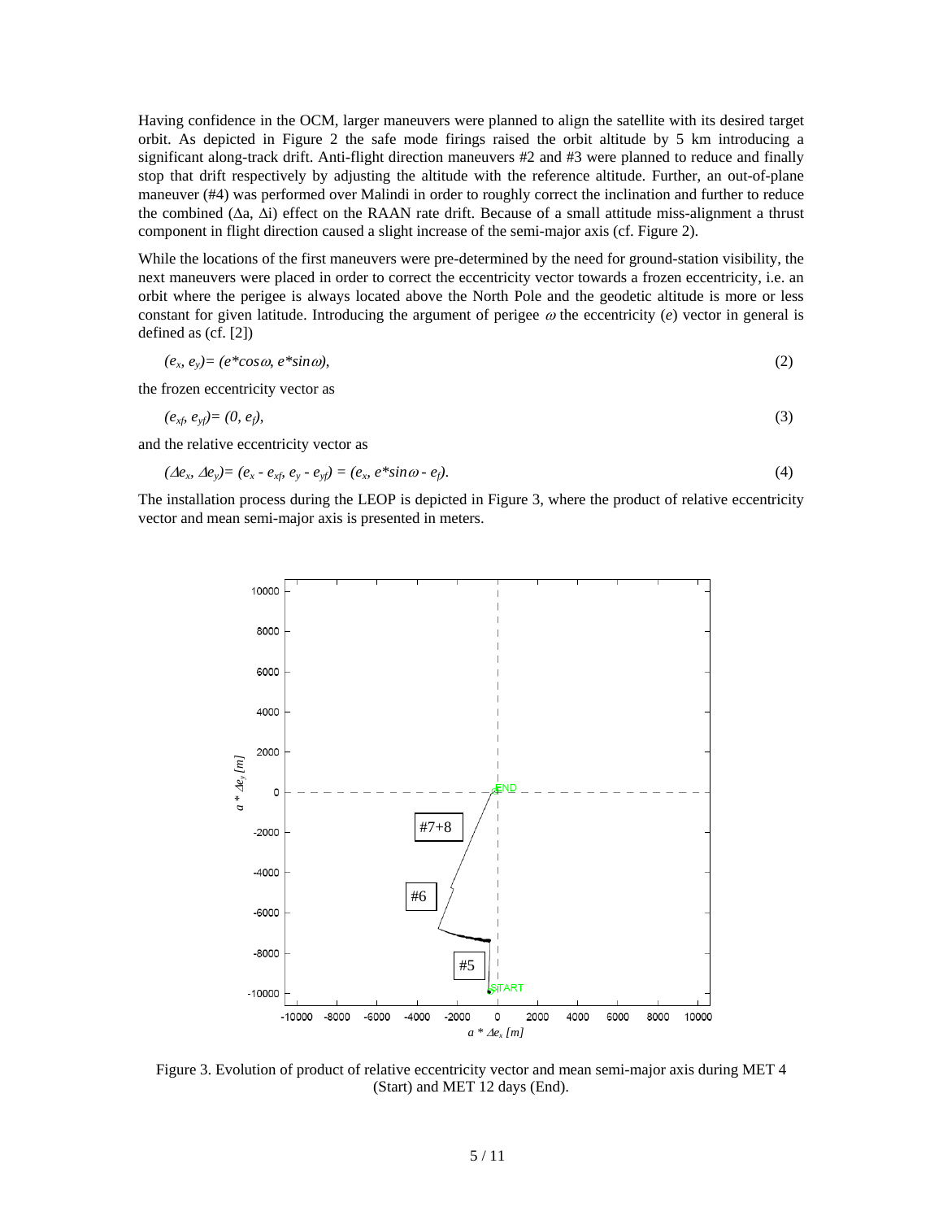Having confidence in the OCM, larger maneuvers were planned to align the satellite with its desired target orbit. As depicted in Figure 2 the safe mode firings raised the orbit altitude by 5 km introducing a significant along-track drift. Anti-flight direction maneuvers #2 and #3 were planned to reduce and finally stop that drift respectively by adjusting the altitude with the reference altitude. Further, an out-of-plane maneuver (#4) was performed over Malindi in order to roughly correct the inclination and further to reduce the combined ($\Delta a$, $\Delta i$) effect on the RAAN rate drift. Because of a small attitude miss-alignment a thrust component in flight direction caused a slight increase of the semi-major axis (cf. Figure 2).

While the locations of the first maneuvers were pre-determined by the need for ground-station visibility, the next maneuvers were placed in order to correct the eccentricity vector towards a frozen eccentricity, i.e. an orbit where the perigee is always located above the North Pole and the geodetic altitude is more or less constant for given latitude. Introducing the argument of perigee $\omega$ the eccentricity ($e$) vector in general is defined as (cf. [2])

$$(e_x, e_y) = (e*\cos\omega, e*\sin\omega), \tag{2}$$

the frozen eccentricity vector as

$$(e_{xf}, e_{yf}) = (0, e_f), \tag{3}$$

and the relative eccentricity vector as

$$(\Delta e_x, \Delta e_y) = (e_x - e_{xf}, e_y - e_{yf}) = (e_x, e*\sin\omega - e_f). \tag{4}$$

The installation process during the LEOP is depicted in Figure 3, where the product of relative eccentricity vector and mean semi-major axis is presented in meters.

Figure 3. Evolution of product of relative eccentricity vector and mean semi-major axis during MET 4 (Start) and MET 12 days (End).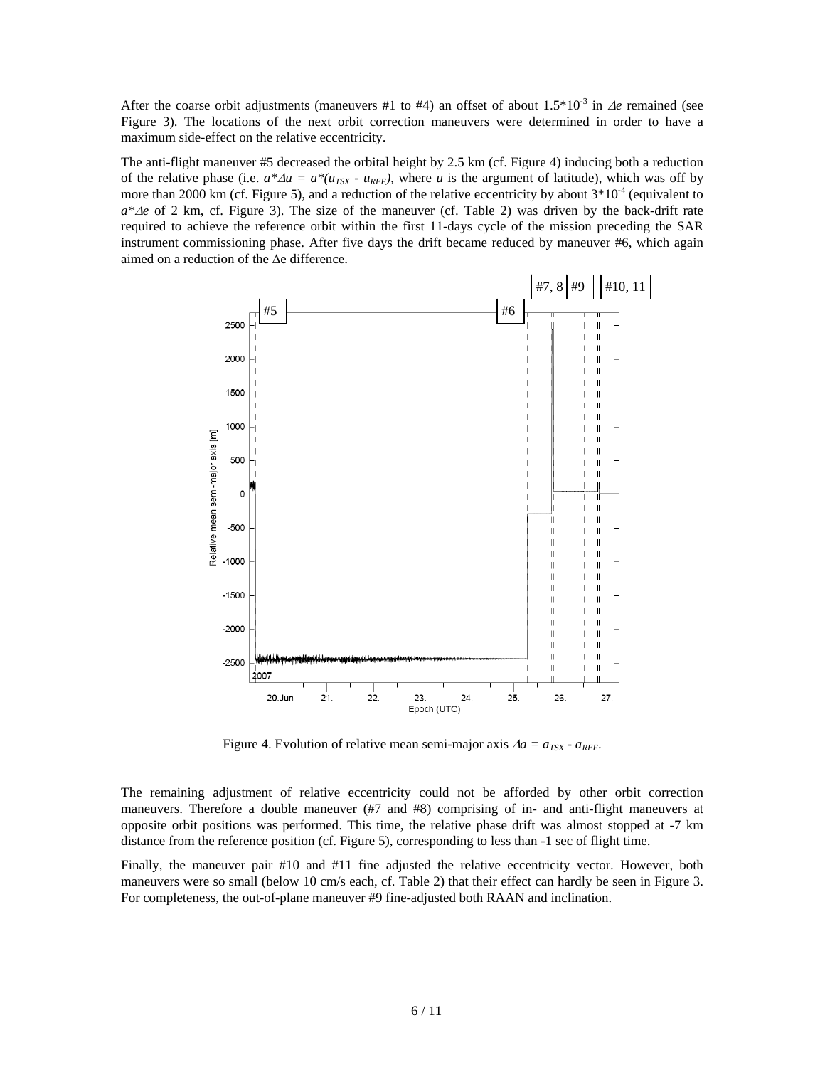After the coarse orbit adjustments (maneuvers #1 to #4) an offset of about $1.5*10^{-3}$ in $\Delta e$ remained (see Figure 3). The locations of the next orbit correction maneuvers were determined in order to have a maximum side-effect on the relative eccentricity.

The anti-flight maneuver #5 decreased the orbital height by 2.5 km (cf. Figure 4) inducing both a reduction of the relative phase (i.e. $a*\Delta u = a*(u_{TSX} - u_{REF})$, where $u$ is the argument of latitude), which was off by more than 2000 km (cf. Figure 5), and a reduction of the relative eccentricity by about $3*10^{-4}$ (equivalent to $a*\Delta e$ of 2 km, cf. Figure 3). The size of the maneuver (cf. Table 2) was driven by the back-drift rate required to achieve the reference orbit within the first 11-days cycle of the mission preceding the SAR instrument commissioning phase. After five days the drift became reduced by maneuver #6, which again aimed on a reduction of the $\Delta$e difference.

Figure 4. Evolution of relative mean semi-major axis $\Delta a = a_{TSX} - a_{REF}$.

The remaining adjustment of relative eccentricity could not be afforded by other orbit correction maneuvers. Therefore a double maneuver (#7 and #8) comprising of in- and anti-flight maneuvers at opposite orbit positions was performed. This time, the relative phase drift was almost stopped at -7 km distance from the reference position (cf. Figure 5), corresponding to less than -1 sec of flight time.

Finally, the maneuver pair #10 and #11 fine adjusted the relative eccentricity vector. However, both maneuvers were so small (below 10 cm/s each, cf. Table 2) that their effect can hardly be seen in Figure 3. For completeness, the out-of-plane maneuver #9 fine-adjusted both RAAN and inclination.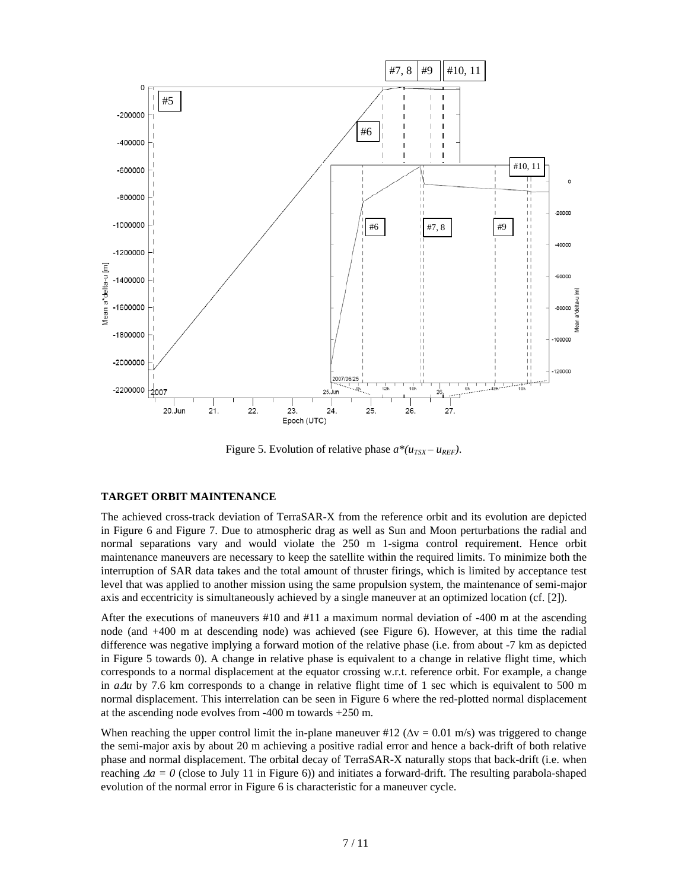Figure 5. Evolution of relative phase $a^*(u_{TSX} - u_{REF})$.

**TARGET ORBIT MAINTENANCE**

The achieved cross-track deviation of TerraSAR-X from the reference orbit and its evolution are depicted in Figure 6 and Figure 7. Due to atmospheric drag as well as Sun and Moon perturbations the radial and normal separations vary and would violate the 250 m 1-sigma control requirement. Hence orbit maintenance maneuvers are necessary to keep the satellite within the required limits. To minimize both the interruption of SAR data takes and the total amount of thruster firings, which is limited by acceptance test level that was applied to another mission using the same propulsion system, the maintenance of semi-major axis and eccentricity is simultaneously achieved by a single maneuver at an optimized location (cf. [2]).

After the executions of maneuvers #10 and #11 a maximum normal deviation of -400 m at the ascending node (and +400 m at descending node) was achieved (see Figure 6). However, at this time the radial difference was negative implying a forward motion of the relative phase (i.e. from about -7 km as depicted in Figure 5 towards 0). A change in relative phase is equivalent to a change in relative flight time, which corresponds to a normal displacement at the equator crossing w.r.t. reference orbit. For example, a change in $a\Delta u$ by 7.6 km corresponds to a change in relative flight time of 1 sec which is equivalent to 500 m normal displacement. This interrelation can be seen in Figure 6 where the red-plotted normal displacement at the ascending node evolves from -400 m towards +250 m.

When reaching the upper control limit the in-plane maneuver #12 ($\Delta v = 0.01$ m/s) was triggered to change the semi-major axis by about 20 m achieving a positive radial error and hence a back-drift of both relative phase and normal displacement. The orbital decay of TerraSAR-X naturally stops that back-drift (i.e. when reaching $\Delta a = 0$ (close to July 11 in Figure 6)) and initiates a forward-drift. The resulting parabola-shaped evolution of the normal error in Figure 6 is characteristic for a maneuver cycle.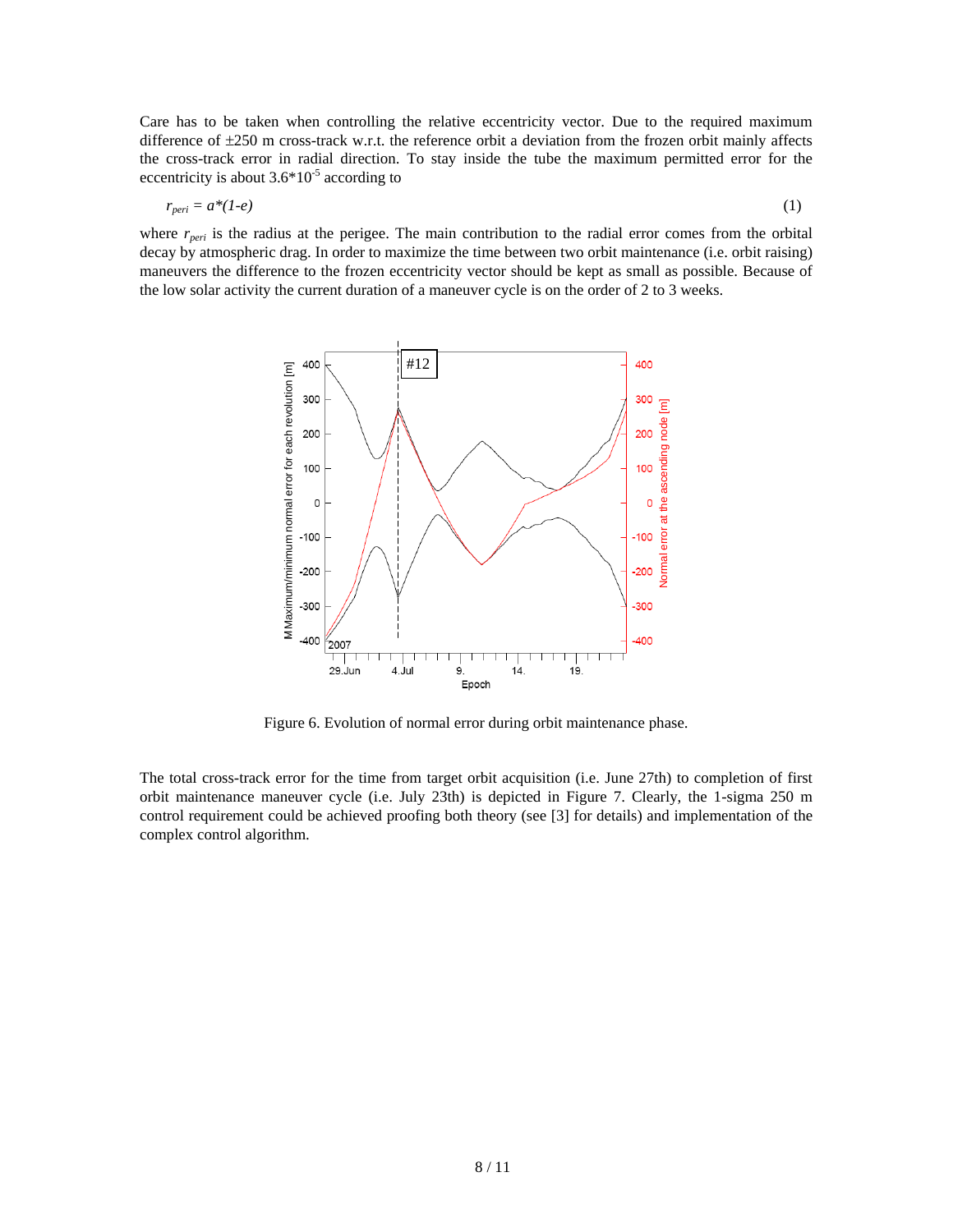Care has to be taken when controlling the relative eccentricity vector. Due to the required maximum difference of ±250 m cross-track w.r.t. the reference orbit a deviation from the frozen orbit mainly affects the cross-track error in radial direction. To stay inside the tube the maximum permitted error for the eccentricity is about $3.6 \cdot 10^{-5}$ according to

$$r_{peri} = a(1-e) \qquad (1)$$

where $r_{peri}$ is the radius at the perigee. The main contribution to the radial error comes from the orbital decay by atmospheric drag. In order to maximize the time between two orbit maintenance (i.e. orbit raising) maneuvers the difference to the frozen eccentricity vector should be kept as small as possible. Because of the low solar activity the current duration of a maneuver cycle is on the order of 2 to 3 weeks.

Figure 6. Evolution of normal error during orbit maintenance phase.

The total cross-track error for the time from target orbit acquisition (i.e. June 27th) to completion of first orbit maintenance maneuver cycle (i.e. July 23th) is depicted in Figure 7. Clearly, the 1-sigma 250 m control requirement could be achieved proofing both theory (see [3] for details) and implementation of the complex control algorithm.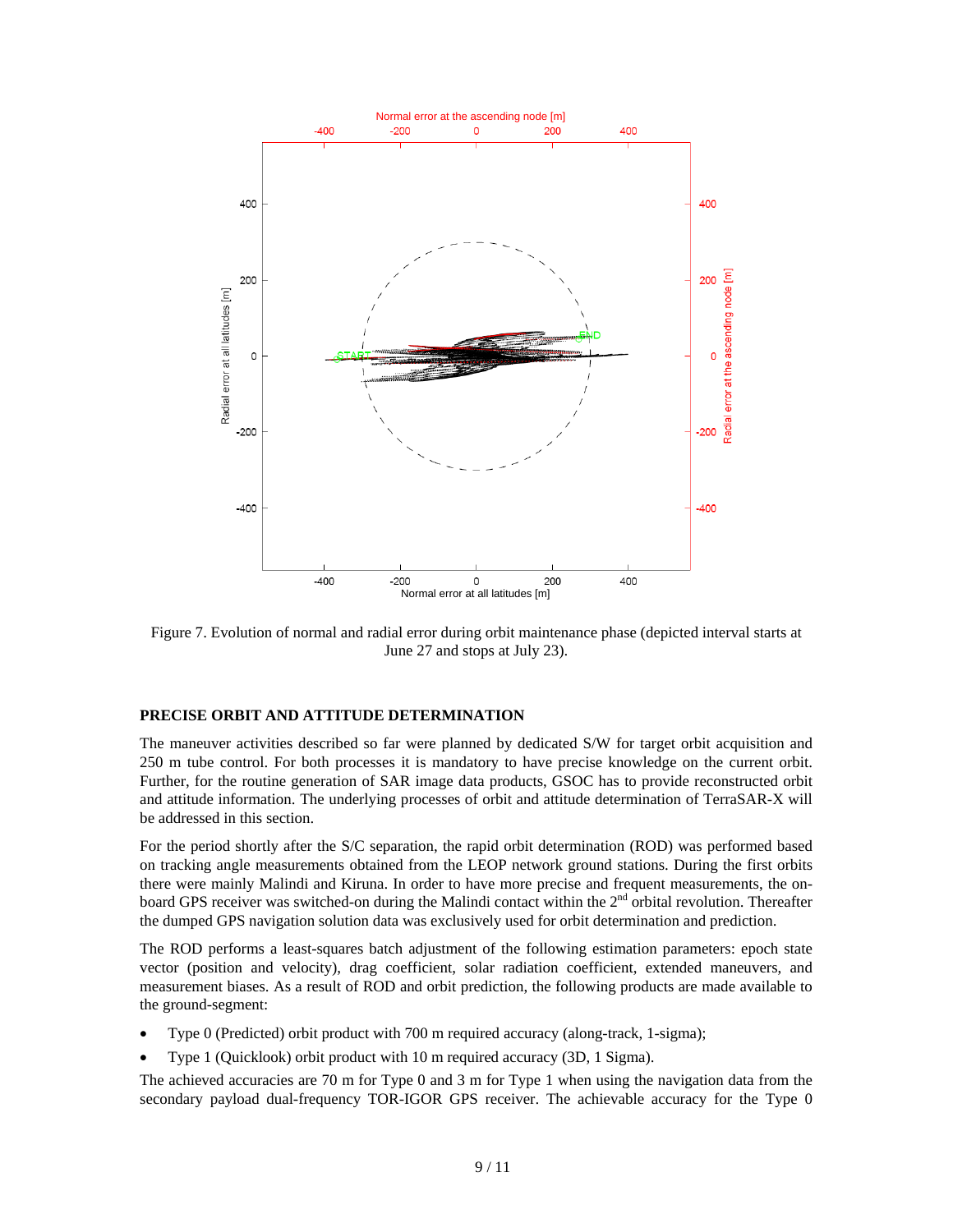Figure 7. Evolution of normal and radial error during orbit maintenance phase (depicted interval starts at June 27 and stops at July 23).

## PRECISE ORBIT AND ATTITUDE DETERMINATION

The maneuver activities described so far were planned by dedicated S/W for target orbit acquisition and 250 m tube control. For both processes it is mandatory to have precise knowledge on the current orbit. Further, for the routine generation of SAR image data products, GSOC has to provide reconstructed orbit and attitude information. The underlying processes of orbit and attitude determination of TerraSAR-X will be addressed in this section.

For the period shortly after the S/C separation, the rapid orbit determination (ROD) was performed based on tracking angle measurements obtained from the LEOP network ground stations. During the first orbits there were mainly Malindi and Kiruna. In order to have more precise and frequent measurements, the on-board GPS receiver was switched-on during the Malindi contact within the 2nd orbital revolution. Thereafter the dumped GPS navigation solution data was exclusively used for orbit determination and prediction.

The ROD performs a least-squares batch adjustment of the following estimation parameters: epoch state vector (position and velocity), drag coefficient, solar radiation coefficient, extended maneuvers, and measurement biases. As a result of ROD and orbit prediction, the following products are made available to the ground-segment:

- Type 0 (Predicted) orbit product with 700 m required accuracy (along-track, 1-sigma);
- Type 1 (Quicklook) orbit product with 10 m required accuracy (3D, 1 Sigma).

The achieved accuracies are 70 m for Type 0 and 3 m for Type 1 when using the navigation data from the secondary payload dual-frequency TOR-IGOR GPS receiver. The achievable accuracy for the Type 0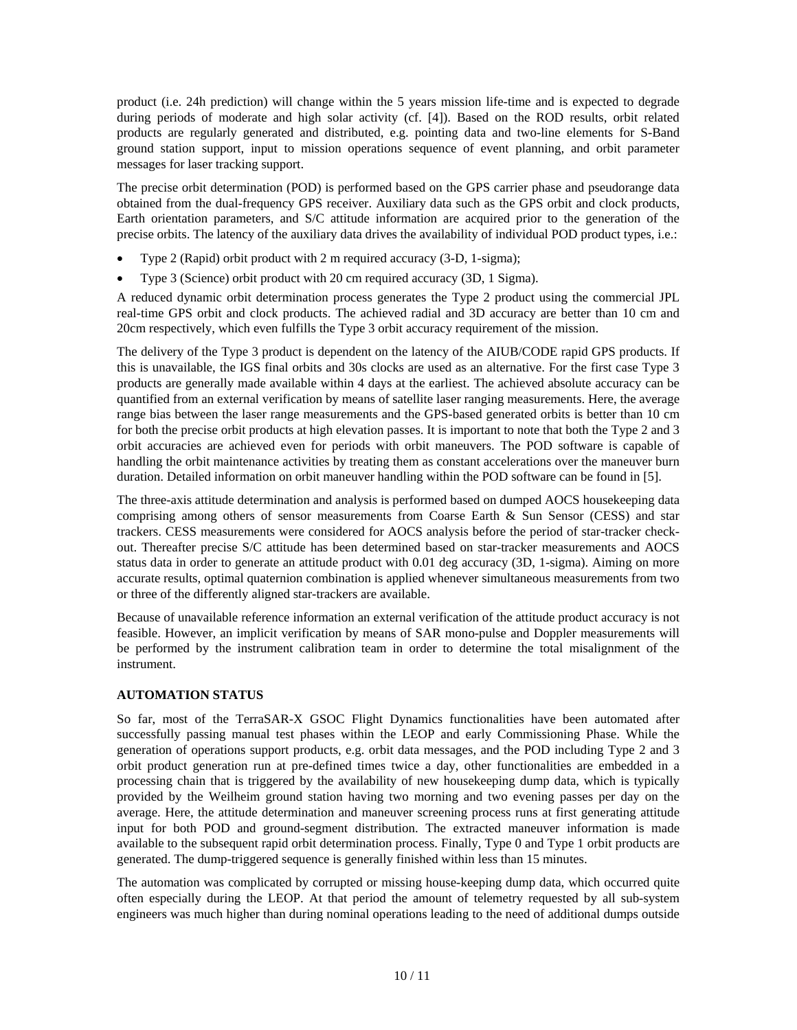product (i.e. 24h prediction) will change within the 5 years mission life-time and is expected to degrade during periods of moderate and high solar activity (cf. [4]). Based on the ROD results, orbit related products are regularly generated and distributed, e.g. pointing data and two-line elements for S-Band ground station support, input to mission operations sequence of event planning, and orbit parameter messages for laser tracking support.

The precise orbit determination (POD) is performed based on the GPS carrier phase and pseudorange data obtained from the dual-frequency GPS receiver. Auxiliary data such as the GPS orbit and clock products, Earth orientation parameters, and S/C attitude information are acquired prior to the generation of the precise orbits. The latency of the auxiliary data drives the availability of individual POD product types, i.e.:

- Type 2 (Rapid) orbit product with 2 m required accuracy (3-D, 1-sigma);
- Type 3 (Science) orbit product with 20 cm required accuracy (3D, 1 Sigma).

A reduced dynamic orbit determination process generates the Type 2 product using the commercial JPL real-time GPS orbit and clock products. The achieved radial and 3D accuracy are better than 10 cm and 20cm respectively, which even fulfills the Type 3 orbit accuracy requirement of the mission.

The delivery of the Type 3 product is dependent on the latency of the AIUB/CODE rapid GPS products. If this is unavailable, the IGS final orbits and 30s clocks are used as an alternative. For the first case Type 3 products are generally made available within 4 days at the earliest. The achieved absolute accuracy can be quantified from an external verification by means of satellite laser ranging measurements. Here, the average range bias between the laser range measurements and the GPS-based generated orbits is better than 10 cm for both the precise orbit products at high elevation passes. It is important to note that both the Type 2 and 3 orbit accuracies are achieved even for periods with orbit maneuvers. The POD software is capable of handling the orbit maintenance activities by treating them as constant accelerations over the maneuver burn duration. Detailed information on orbit maneuver handling within the POD software can be found in [5].

The three-axis attitude determination and analysis is performed based on dumped AOCS housekeeping data comprising among others of sensor measurements from Coarse Earth & Sun Sensor (CESS) and star trackers. CESS measurements were considered for AOCS analysis before the period of star-tracker check-out. Thereafter precise S/C attitude has been determined based on star-tracker measurements and AOCS status data in order to generate an attitude product with 0.01 deg accuracy (3D, 1-sigma). Aiming on more accurate results, optimal quaternion combination is applied whenever simultaneous measurements from two or three of the differently aligned star-trackers are available.

Because of unavailable reference information an external verification of the attitude product accuracy is not feasible. However, an implicit verification by means of SAR mono-pulse and Doppler measurements will be performed by the instrument calibration team in order to determine the total misalignment of the instrument.

**AUTOMATION STATUS**

So far, most of the TerraSAR-X GSOC Flight Dynamics functionalities have been automated after successfully passing manual test phases within the LEOP and early Commissioning Phase. While the generation of operations support products, e.g. orbit data messages, and the POD including Type 2 and 3 orbit product generation run at pre-defined times twice a day, other functionalities are embedded in a processing chain that is triggered by the availability of new housekeeping dump data, which is typically provided by the Weilheim ground station having two morning and two evening passes per day on the average. Here, the attitude determination and maneuver screening process runs at first generating attitude input for both POD and ground-segment distribution. The extracted maneuver information is made available to the subsequent rapid orbit determination process. Finally, Type 0 and Type 1 orbit products are generated. The dump-triggered sequence is generally finished within less than 15 minutes.

The automation was complicated by corrupted or missing house-keeping dump data, which occurred quite often especially during the LEOP. At that period the amount of telemetry requested by all sub-system engineers was much higher than during nominal operations leading to the need of additional dumps outside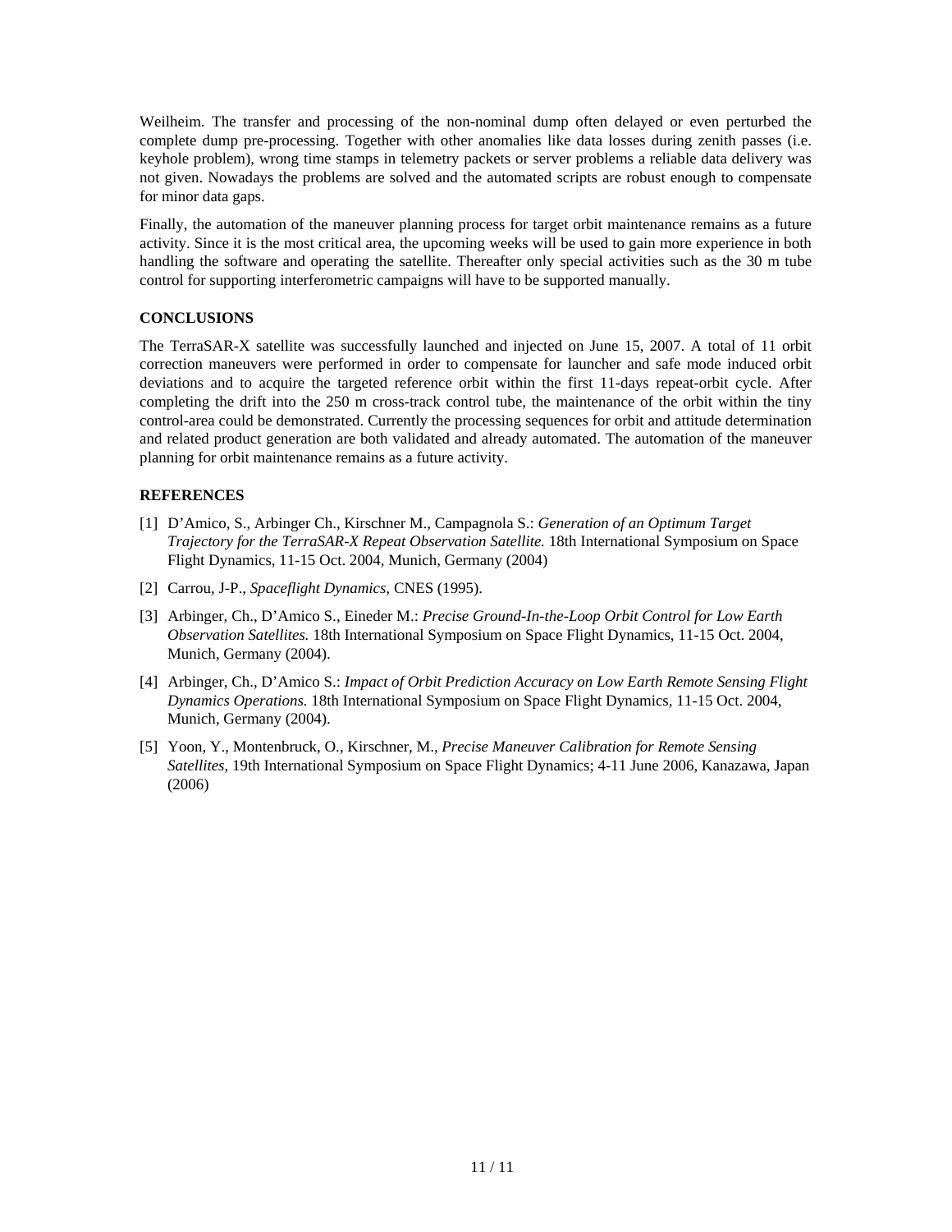Weilheim. The transfer and processing of the non-nominal dump often delayed or even perturbed the complete dump pre-processing. Together with other anomalies like data losses during zenith passes (i.e. keyhole problem), wrong time stamps in telemetry packets or server problems a reliable data delivery was not given. Nowadays the problems are solved and the automated scripts are robust enough to compensate for minor data gaps.

Finally, the automation of the maneuver planning process for target orbit maintenance remains as a future activity. Since it is the most critical area, the upcoming weeks will be used to gain more experience in both handling the software and operating the satellite. Thereafter only special activities such as the 30 m tube control for supporting interferometric campaigns will have to be supported manually.

**CONCLUSIONS**

The TerraSAR-X satellite was successfully launched and injected on June 15, 2007. A total of 11 orbit correction maneuvers were performed in order to compensate for launcher and safe mode induced orbit deviations and to acquire the targeted reference orbit within the first 11-days repeat-orbit cycle. After completing the drift into the 250 m cross-track control tube, the maintenance of the orbit within the tiny control-area could be demonstrated. Currently the processing sequences for orbit and attitude determination and related product generation are both validated and already automated. The automation of the maneuver planning for orbit maintenance remains as a future activity.

**REFERENCES**

[1] D'Amico, S., Arbinger Ch., Kirschner M., Campagnola S.: *Generation of an Optimum Target Trajectory for the TerraSAR-X Repeat Observation Satellite.* 18th International Symposium on Space Flight Dynamics, 11-15 Oct. 2004, Munich, Germany (2004)

[2] Carrou, J-P., *Spaceflight Dynamics*, CNES (1995).

[3] Arbinger, Ch., D'Amico S., Eineder M.: *Precise Ground-In-the-Loop Orbit Control for Low Earth Observation Satellites.* 18th International Symposium on Space Flight Dynamics, 11-15 Oct. 2004, Munich, Germany (2004).

[4] Arbinger, Ch., D'Amico S.: *Impact of Orbit Prediction Accuracy on Low Earth Remote Sensing Flight Dynamics Operations.* 18th International Symposium on Space Flight Dynamics, 11-15 Oct. 2004, Munich, Germany (2004).

[5] Yoon, Y., Montenbruck, O., Kirschner, M., *Precise Maneuver Calibration for Remote Sensing Satellites*, 19th International Symposium on Space Flight Dynamics; 4-11 June 2006, Kanazawa, Japan (2006)